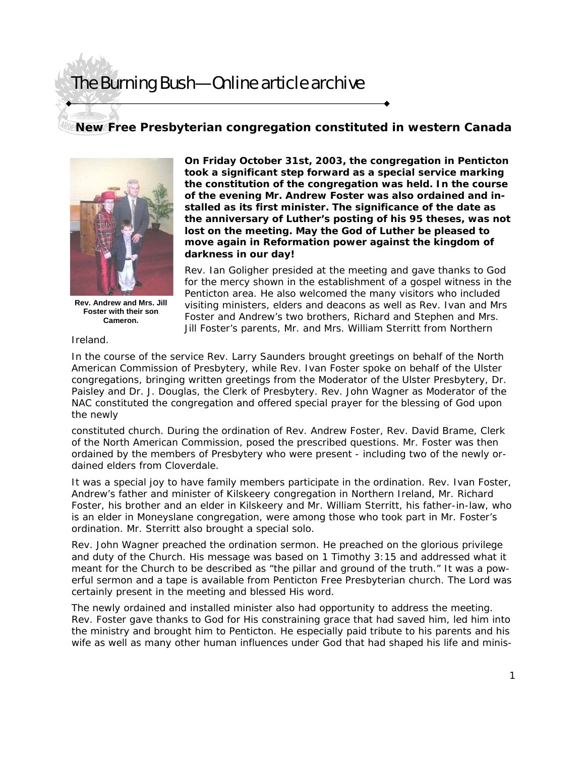# The Burning Bush—Online article archive

## New Free Presbyterian congregation constituted in western Canada

Rev. Andrew and Mrs. Jill Foster with their son Cameron.

**On Friday October 31st, 2003, the congregation in Penticton took a significant step forward as a special service marking the constitution of the congregation was held. In the course of the evening Mr. Andrew Foster was also ordained and installed as its first minister. The significance of the date as the anniversary of Luther's posting of his 95 theses, was not lost on the meeting. May the God of Luther be pleased to move again in Reformation power against the kingdom of darkness in our day!**

Rev. Ian Goligher presided at the meeting and gave thanks to God for the mercy shown in the establishment of a gospel witness in the Penticton area. He also welcomed the many visitors who included visiting ministers, elders and deacons as well as Rev. Ivan and Mrs Foster and Andrew's two brothers, Richard and Stephen and Mrs. Jill Foster's parents, Mr. and Mrs. William Sterritt from Northern Ireland.

In the course of the service Rev. Larry Saunders brought greetings on behalf of the North American Commission of Presbytery, while Rev. Ivan Foster spoke on behalf of the Ulster congregations, bringing written greetings from the Moderator of the Ulster Presbytery, Dr. Paisley and Dr. J. Douglas, the Clerk of Presbytery. Rev. John Wagner as Moderator of the NAC constituted the congregation and offered special prayer for the blessing of God upon the newly constituted church. During the ordination of Rev. Andrew Foster, Rev. David Brame, Clerk of the North American Commission, posed the prescribed questions. Mr. Foster was then ordained by the members of Presbytery who were present - including two of the newly ordained elders from Cloverdale.

It was a special joy to have family members participate in the ordination. Rev. Ivan Foster, Andrew's father and minister of Kilskeery congregation in Northern Ireland, Mr. Richard Foster, his brother and an elder in Kilskeery and Mr. William Sterritt, his father-in-law, who is an elder in Moneyslane congregation, were among those who took part in Mr. Foster's ordination. Mr. Sterritt also brought a special solo.

Rev. John Wagner preached the ordination sermon. He preached on the glorious privilege and duty of the Church. His message was based on 1 Timothy 3:15 and addressed what it meant for the Church to be described as "the pillar and ground of the truth." It was a powerful sermon and a tape is available from Penticton Free Presbyterian church. The Lord was certainly present in the meeting and blessed His word.

The newly ordained and installed minister also had opportunity to address the meeting. Rev. Foster gave thanks to God for His constraining grace that had saved him, led him into the ministry and brought him to Penticton. He especially paid tribute to his parents and his wife as well as many other human influences under God that had shaped his life and minis-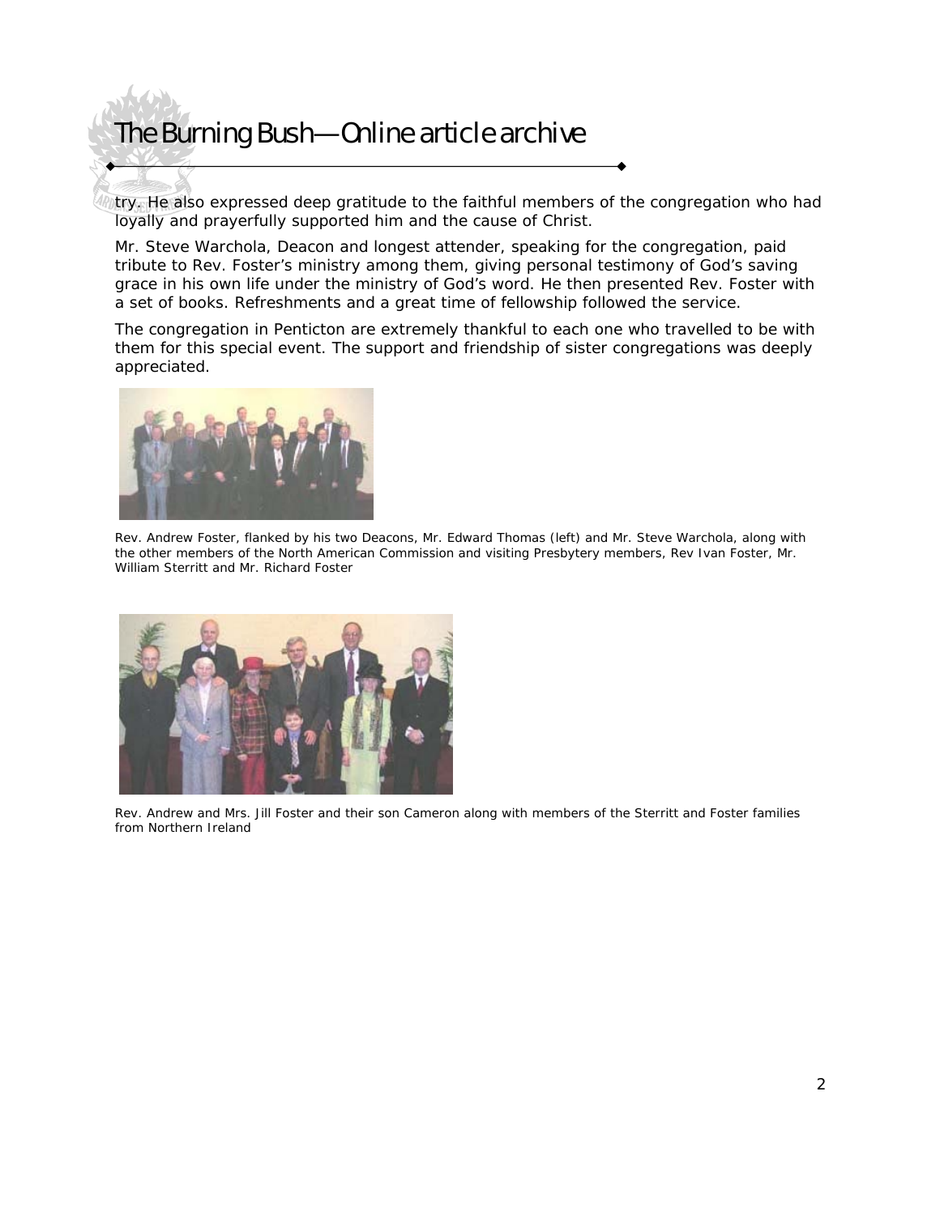try. He also expressed deep gratitude to the faithful members of the congregation who had loyally and prayerfully supported him and the cause of Christ.

Mr. Steve Warchola, Deacon and longest attender, speaking for the congregation, paid tribute to Rev. Foster's ministry among them, giving personal testimony of God's saving grace in his own life under the ministry of God's word. He then presented Rev. Foster with a set of books. Refreshments and a great time of fellowship followed the service.

The congregation in Penticton are extremely thankful to each one who travelled to be with them for this special event. The support and friendship of sister congregations was deeply appreciated.

Rev. Andrew Foster, flanked by his two Deacons, Mr. Edward Thomas (left) and Mr. Steve Warchola, along with the other members of the North American Commission and visiting Presbytery members, Rev Ivan Foster, Mr. William Sterritt and Mr. Richard Foster

Rev. Andrew and Mrs. Jill Foster and their son Cameron along with members of the Sterritt and Foster families from Northern Ireland